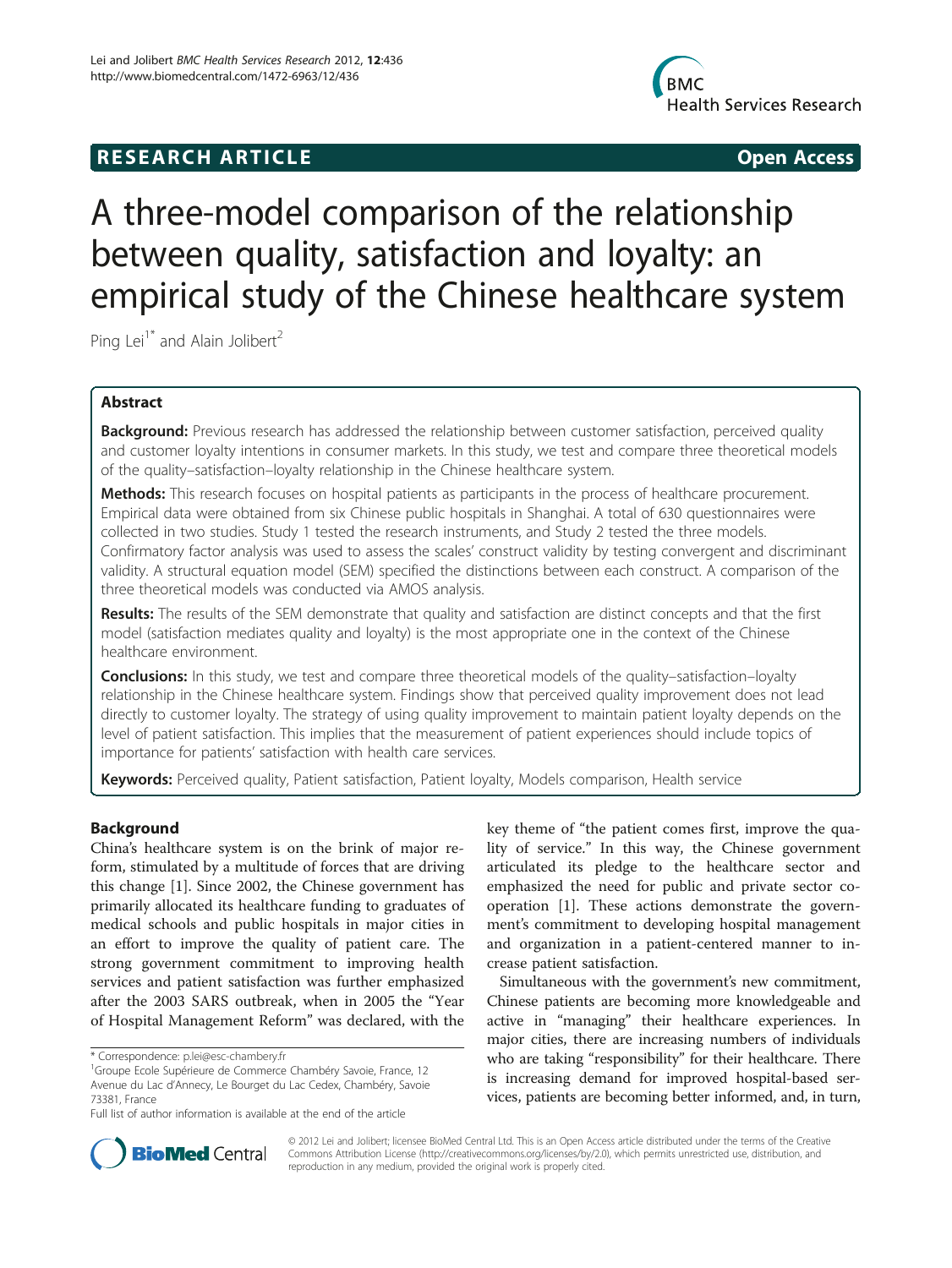RESEARCH ARTICLE Open Access

# A three-model comparison of the relationship between quality, satisfaction and loyalty: an empirical study of the Chinese healthcare system

Ping Lei[1*] and Alain Jolibert[2]

## Abstract

**Background:** Previous research has addressed the relationship between customer satisfaction, perceived quality and customer loyalty intentions in consumer markets. In this study, we test and compare three theoretical models of the quality–satisfaction–loyalty relationship in the Chinese healthcare system.

**Methods:** This research focuses on hospital patients as participants in the process of healthcare procurement. Empirical data were obtained from six Chinese public hospitals in Shanghai. A total of 630 questionnaires were collected in two studies. Study 1 tested the research instruments, and Study 2 tested the three models. Confirmatory factor analysis was used to assess the scales' construct validity by testing convergent and discriminant validity. A structural equation model (SEM) specified the distinctions between each construct. A comparison of the three theoretical models was conducted via AMOS analysis.

**Results:** The results of the SEM demonstrate that quality and satisfaction are distinct concepts and that the first model (satisfaction mediates quality and loyalty) is the most appropriate one in the context of the Chinese healthcare environment.

**Conclusions:** In this study, we test and compare three theoretical models of the quality–satisfaction–loyalty relationship in the Chinese healthcare system. Findings show that perceived quality improvement does not lead directly to customer loyalty. The strategy of using quality improvement to maintain patient loyalty depends on the level of patient satisfaction. This implies that the measurement of patient experiences should include topics of importance for patients' satisfaction with health care services.

**Keywords:** Perceived quality, Patient satisfaction, Patient loyalty, Models comparison, Health service

## Background

China's healthcare system is on the brink of major reform, stimulated by a multitude of forces that are driving this change [1]. Since 2002, the Chinese government has primarily allocated its healthcare funding to graduates of medical schools and public hospitals in major cities in an effort to improve the quality of patient care. The strong government commitment to improving health services and patient satisfaction was further emphasized after the 2003 SARS outbreak, when in 2005 the "Year of Hospital Management Reform" was declared, with the key theme of "the patient comes first, improve the quality of service." In this way, the Chinese government articulated its pledge to the healthcare sector and emphasized the need for public and private sector cooperation [1]. These actions demonstrate the government's commitment to developing hospital management and organization in a patient-centered manner to increase patient satisfaction.

Simultaneous with the government's new commitment, Chinese patients are becoming more knowledgeable and active in "managing" their healthcare experiences. In major cities, there are increasing numbers of individuals who are taking "responsibility" for their healthcare. There is increasing demand for improved hospital-based services, patients are becoming better informed, and, in turn,

\* Correspondence: p.lei@esc-chambery.fr
[1]Groupe Ecole Supérieure de Commerce Chambéry Savoie, France, 12 Avenue du Lac d'Annecy, Le Bourget du Lac Cedex, Chambéry, Savoie 73381, France
Full list of author information is available at the end of the article

© 2012 Lei and Jolibert; licensee BioMed Central Ltd. This is an Open Access article distributed under the terms of the Creative Commons Attribution License (http://creativecommons.org/licenses/by/2.0), which permits unrestricted use, distribution, and reproduction in any medium, provided the original work is properly cited.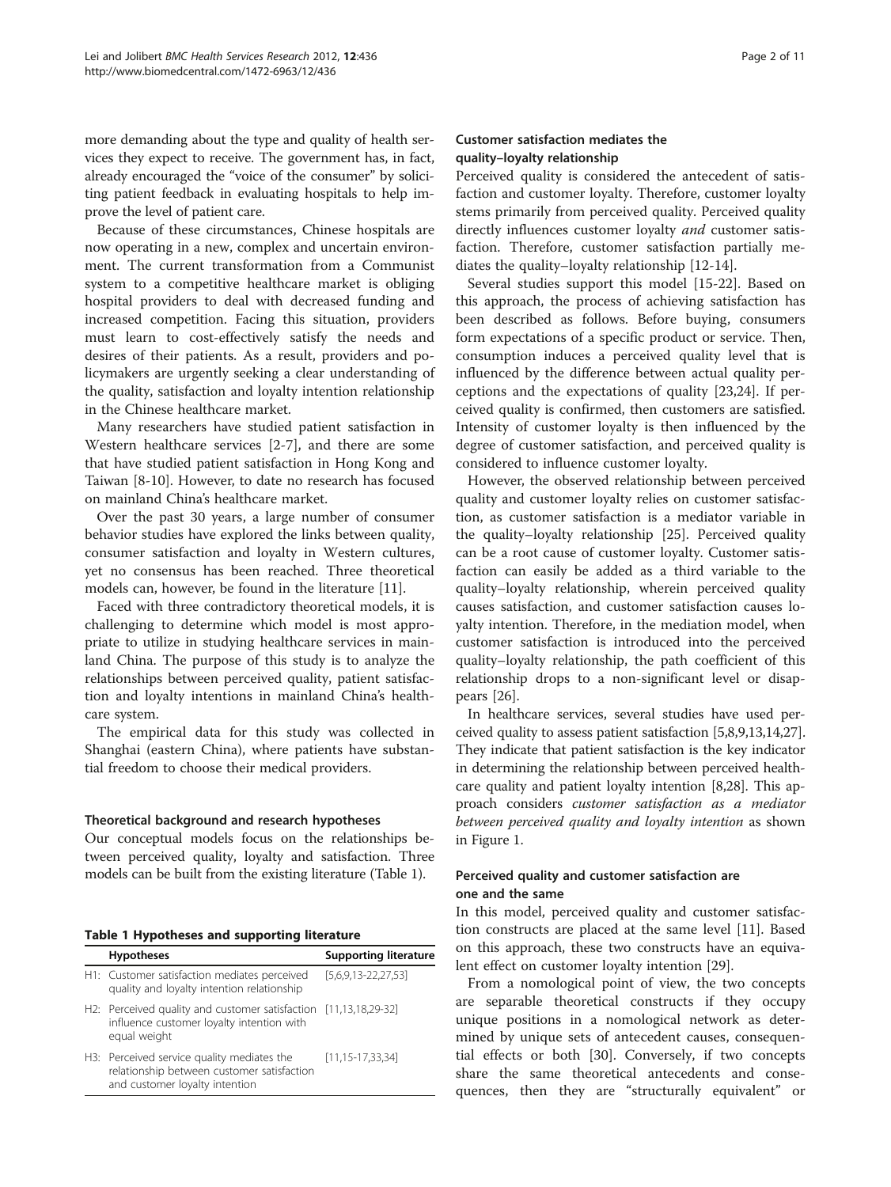more demanding about the type and quality of health services they expect to receive. The government has, in fact, already encouraged the "voice of the consumer" by soliciting patient feedback in evaluating hospitals to help improve the level of patient care.

Because of these circumstances, Chinese hospitals are now operating in a new, complex and uncertain environment. The current transformation from a Communist system to a competitive healthcare market is obliging hospital providers to deal with decreased funding and increased competition. Facing this situation, providers must learn to cost-effectively satisfy the needs and desires of their patients. As a result, providers and policymakers are urgently seeking a clear understanding of the quality, satisfaction and loyalty intention relationship in the Chinese healthcare market.

Many researchers have studied patient satisfaction in Western healthcare services [2-7], and there are some that have studied patient satisfaction in Hong Kong and Taiwan [8-10]. However, to date no research has focused on mainland China's healthcare market.

Over the past 30 years, a large number of consumer behavior studies have explored the links between quality, consumer satisfaction and loyalty in Western cultures, yet no consensus has been reached. Three theoretical models can, however, be found in the literature [11].

Faced with three contradictory theoretical models, it is challenging to determine which model is most appropriate to utilize in studying healthcare services in mainland China. The purpose of this study is to analyze the relationships between perceived quality, patient satisfaction and loyalty intentions in mainland China's healthcare system.

The empirical data for this study was collected in Shanghai (eastern China), where patients have substantial freedom to choose their medical providers.

### Theoretical background and research hypotheses

Our conceptual models focus on the relationships between perceived quality, loyalty and satisfaction. Three models can be built from the existing literature (Table 1).

**Table 1 Hypotheses and supporting literature**

| Hypotheses | Supporting literature |
|---|---|
| H1: Customer satisfaction mediates perceived quality and loyalty intention relationship | [5,6,9,13-22,27,53] |
| H2: Perceived quality and customer satisfaction influence customer loyalty intention with equal weight | [11,13,18,29-32] |
| H3: Perceived service quality mediates the relationship between customer satisfaction and customer loyalty intention | [11,15-17,33,34] |

#### Customer satisfaction mediates the quality–loyalty relationship

Perceived quality is considered the antecedent of satisfaction and customer loyalty. Therefore, customer loyalty stems primarily from perceived quality. Perceived quality directly influences customer loyalty *and* customer satisfaction. Therefore, customer satisfaction partially mediates the quality–loyalty relationship [12-14].

Several studies support this model [15-22]. Based on this approach, the process of achieving satisfaction has been described as follows. Before buying, consumers form expectations of a specific product or service. Then, consumption induces a perceived quality level that is influenced by the difference between actual quality perceptions and the expectations of quality [23,24]. If perceived quality is confirmed, then customers are satisfied. Intensity of customer loyalty is then influenced by the degree of customer satisfaction, and perceived quality is considered to influence customer loyalty.

However, the observed relationship between perceived quality and customer loyalty relies on customer satisfaction, as customer satisfaction is a mediator variable in the quality–loyalty relationship [25]. Perceived quality can be a root cause of customer loyalty. Customer satisfaction can easily be added as a third variable to the quality–loyalty relationship, wherein perceived quality causes satisfaction, and customer satisfaction causes loyalty intention. Therefore, in the mediation model, when customer satisfaction is introduced into the perceived quality–loyalty relationship, the path coefficient of this relationship drops to a non-significant level or disappears [26].

In healthcare services, several studies have used perceived quality to assess patient satisfaction [5,8,9,13,14,27]. They indicate that patient satisfaction is the key indicator in determining the relationship between perceived healthcare quality and patient loyalty intention [8,28]. This approach considers *customer satisfaction as a mediator between perceived quality and loyalty intention* as shown in Figure 1.

#### Perceived quality and customer satisfaction are one and the same

In this model, perceived quality and customer satisfaction constructs are placed at the same level [11]. Based on this approach, these two constructs have an equivalent effect on customer loyalty intention [29].

From a nomological point of view, the two concepts are separable theoretical constructs if they occupy unique positions in a nomological network as determined by unique sets of antecedent causes, consequential effects or both [30]. Conversely, if two concepts share the same theoretical antecedents and consequences, then they are "structurally equivalent" or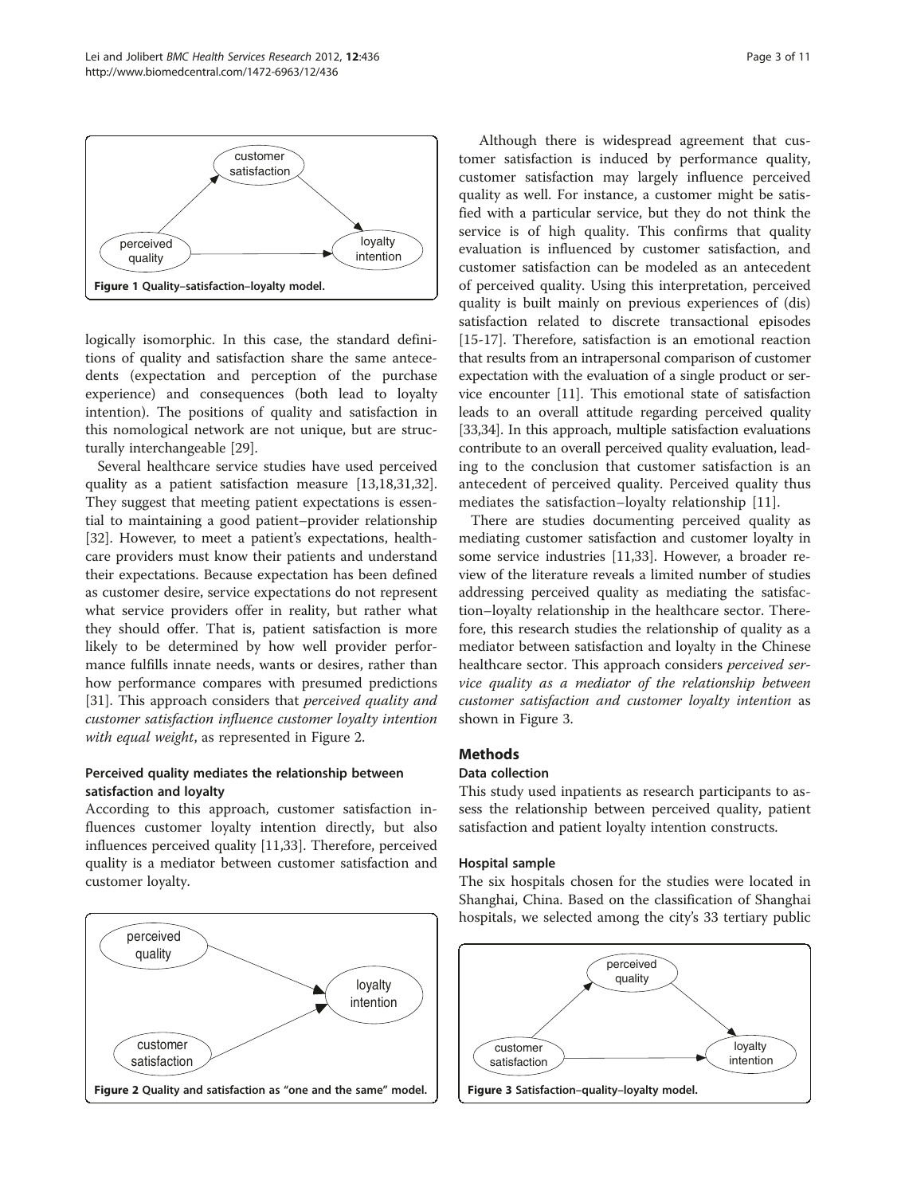Figure 1 Quality–satisfaction–loyalty model.

logically isomorphic. In this case, the standard definitions of quality and satisfaction share the same antecedents (expectation and perception of the purchase experience) and consequences (both lead to loyalty intention). The positions of quality and satisfaction in this nomological network are not unique, but are structurally interchangeable [29].

Several healthcare service studies have used perceived quality as a patient satisfaction measure [13,18,31,32]. They suggest that meeting patient expectations is essential to maintaining a good patient–provider relationship [32]. However, to meet a patient's expectations, healthcare providers must know their patients and understand their expectations. Because expectation has been defined as customer desire, service expectations do not represent what service providers offer in reality, but rather what they should offer. That is, patient satisfaction is more likely to be determined by how well provider performance fulfills innate needs, wants or desires, rather than how performance compares with presumed predictions [31]. This approach considers that *perceived quality and customer satisfaction influence customer loyalty intention with equal weight*, as represented in Figure 2.

### Perceived quality mediates the relationship between satisfaction and loyalty

According to this approach, customer satisfaction influences customer loyalty intention directly, but also influences perceived quality [11,33]. Therefore, perceived quality is a mediator between customer satisfaction and customer loyalty.

Figure 2 Quality and satisfaction as "one and the same" model.

Although there is widespread agreement that customer satisfaction is induced by performance quality, customer satisfaction may largely influence perceived quality as well. For instance, a customer might be satisfied with a particular service, but they do not think the service is of high quality. This confirms that quality evaluation is influenced by customer satisfaction, and customer satisfaction can be modeled as an antecedent of perceived quality. Using this interpretation, perceived quality is built mainly on previous experiences of (dis) satisfaction related to discrete transactional episodes [15-17]. Therefore, satisfaction is an emotional reaction that results from an intrapersonal comparison of customer expectation with the evaluation of a single product or service encounter [11]. This emotional state of satisfaction leads to an overall attitude regarding perceived quality [33,34]. In this approach, multiple satisfaction evaluations contribute to an overall perceived quality evaluation, leading to the conclusion that customer satisfaction is an antecedent of perceived quality. Perceived quality thus mediates the satisfaction–loyalty relationship [11].

There are studies documenting perceived quality as mediating customer satisfaction and customer loyalty in some service industries [11,33]. However, a broader review of the literature reveals a limited number of studies addressing perceived quality as mediating the satisfaction–loyalty relationship in the healthcare sector. Therefore, this research studies the relationship of quality as a mediator between satisfaction and loyalty in the Chinese healthcare sector. This approach considers *perceived service quality as a mediator of the relationship between customer satisfaction and customer loyalty intention* as shown in Figure 3.

## Methods

### Data collection

This study used inpatients as research participants to assess the relationship between perceived quality, patient satisfaction and patient loyalty intention constructs.

### Hospital sample

The six hospitals chosen for the studies were located in Shanghai, China. Based on the classification of Shanghai hospitals, we selected among the city's 33 tertiary public

Figure 3 Satisfaction–quality–loyalty model.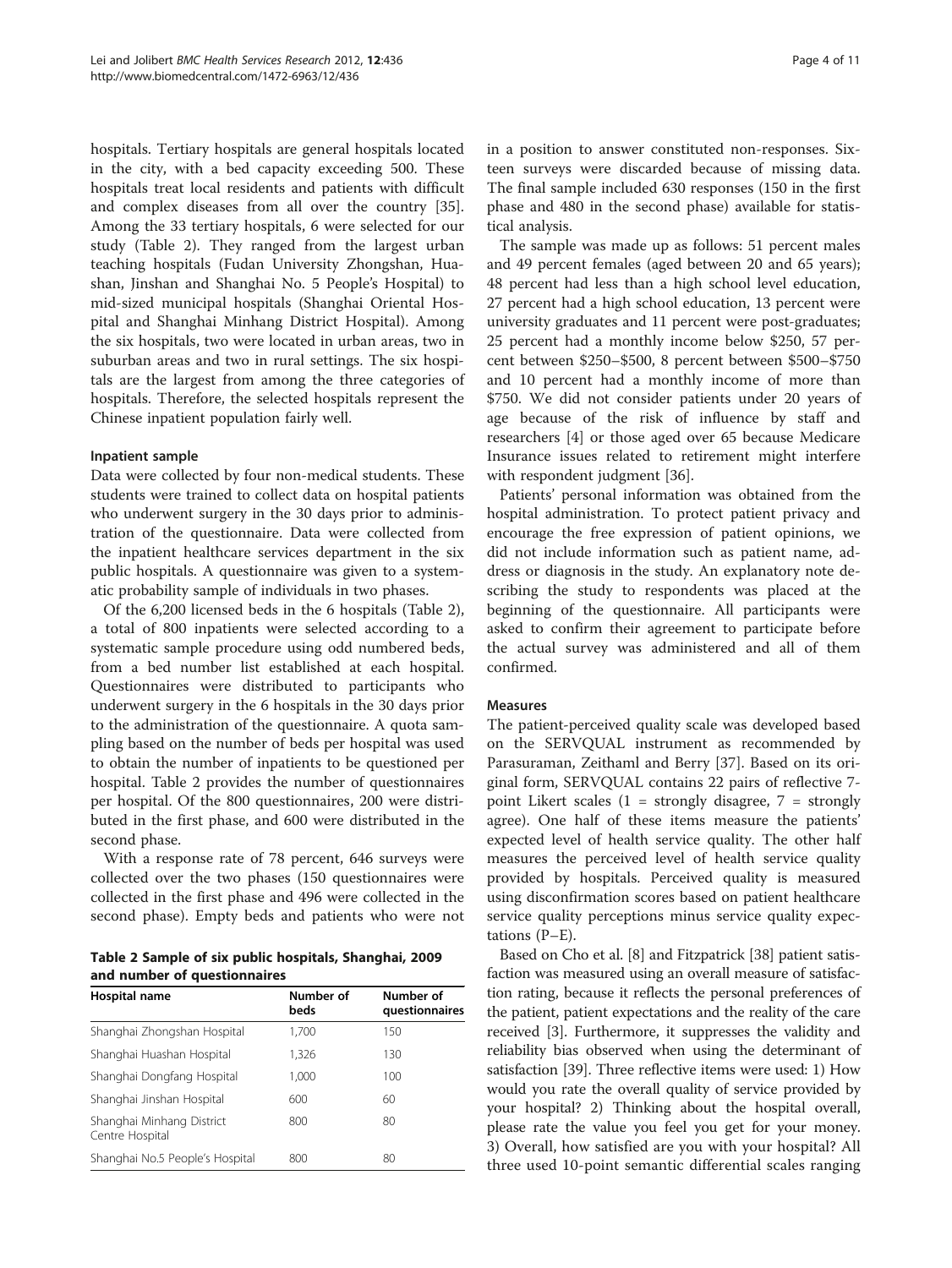hospitals. Tertiary hospitals are general hospitals located in the city, with a bed capacity exceeding 500. These hospitals treat local residents and patients with difficult and complex diseases from all over the country [35]. Among the 33 tertiary hospitals, 6 were selected for our study (Table 2). They ranged from the largest urban teaching hospitals (Fudan University Zhongshan, Huashan, Jinshan and Shanghai No. 5 People's Hospital) to mid-sized municipal hospitals (Shanghai Oriental Hospital and Shanghai Minhang District Hospital). Among the six hospitals, two were located in urban areas, two in suburban areas and two in rural settings. The six hospitals are the largest from among the three categories of hospitals. Therefore, the selected hospitals represent the Chinese inpatient population fairly well.

### Inpatient sample

Data were collected by four non-medical students. These students were trained to collect data on hospital patients who underwent surgery in the 30 days prior to administration of the questionnaire. Data were collected from the inpatient healthcare services department in the six public hospitals. A questionnaire was given to a systematic probability sample of individuals in two phases.

Of the 6,200 licensed beds in the 6 hospitals (Table 2), a total of 800 inpatients were selected according to a systematic sample procedure using odd numbered beds, from a bed number list established at each hospital. Questionnaires were distributed to participants who underwent surgery in the 6 hospitals in the 30 days prior to the administration of the questionnaire. A quota sampling based on the number of beds per hospital was used to obtain the number of inpatients to be questioned per hospital. Table 2 provides the number of questionnaires per hospital. Of the 800 questionnaires, 200 were distributed in the first phase, and 600 were distributed in the second phase.

With a response rate of 78 percent, 646 surveys were collected over the two phases (150 questionnaires were collected in the first phase and 496 were collected in the second phase). Empty beds and patients who were not in a position to answer constituted non-responses. Sixteen surveys were discarded because of missing data. The final sample included 630 responses (150 in the first phase and 480 in the second phase) available for statistical analysis.

**Table 2 Sample of six public hospitals, Shanghai, 2009 and number of questionnaires**

| Hospital name | Number of beds | Number of questionnaires |
|---|---|---|
| Shanghai Zhongshan Hospital | 1,700 | 150 |
| Shanghai Huashan Hospital | 1,326 | 130 |
| Shanghai Dongfang Hospital | 1,000 | 100 |
| Shanghai Jinshan Hospital | 600 | 60 |
| Shanghai Minhang District Centre Hospital | 800 | 80 |
| Shanghai No.5 People's Hospital | 800 | 80 |

The sample was made up as follows: 51 percent males and 49 percent females (aged between 20 and 65 years); 48 percent had less than a high school level education, 27 percent had a high school education, 13 percent were university graduates and 11 percent were post-graduates; 25 percent had a monthly income below \$250, 57 percent between \$250–\$500, 8 percent between \$500–\$750 and 10 percent had a monthly income of more than \$750. We did not consider patients under 20 years of age because of the risk of influence by staff and researchers [4] or those aged over 65 because Medicare Insurance issues related to retirement might interfere with respondent judgment [36].

Patients' personal information was obtained from the hospital administration. To protect patient privacy and encourage the free expression of patient opinions, we did not include information such as patient name, address or diagnosis in the study. An explanatory note describing the study to respondents was placed at the beginning of the questionnaire. All participants were asked to confirm their agreement to participate before the actual survey was administered and all of them confirmed.

### Measures

The patient-perceived quality scale was developed based on the SERVQUAL instrument as recommended by Parasuraman, Zeithaml and Berry [37]. Based on its original form, SERVQUAL contains 22 pairs of reflective 7-point Likert scales (1 = strongly disagree, 7 = strongly agree). One half of these items measure the patients' expected level of health service quality. The other half measures the perceived level of health service quality provided by hospitals. Perceived quality is measured using disconfirmation scores based on patient healthcare service quality perceptions minus service quality expectations (P–E).

Based on Cho et al. [8] and Fitzpatrick [38] patient satisfaction was measured using an overall measure of satisfaction rating, because it reflects the personal preferences of the patient, patient expectations and the reality of the care received [3]. Furthermore, it suppresses the validity and reliability bias observed when using the determinant of satisfaction [39]. Three reflective items were used: 1) How would you rate the overall quality of service provided by your hospital? 2) Thinking about the hospital overall, please rate the value you feel you get for your money. 3) Overall, how satisfied are you with your hospital? All three used 10-point semantic differential scales ranging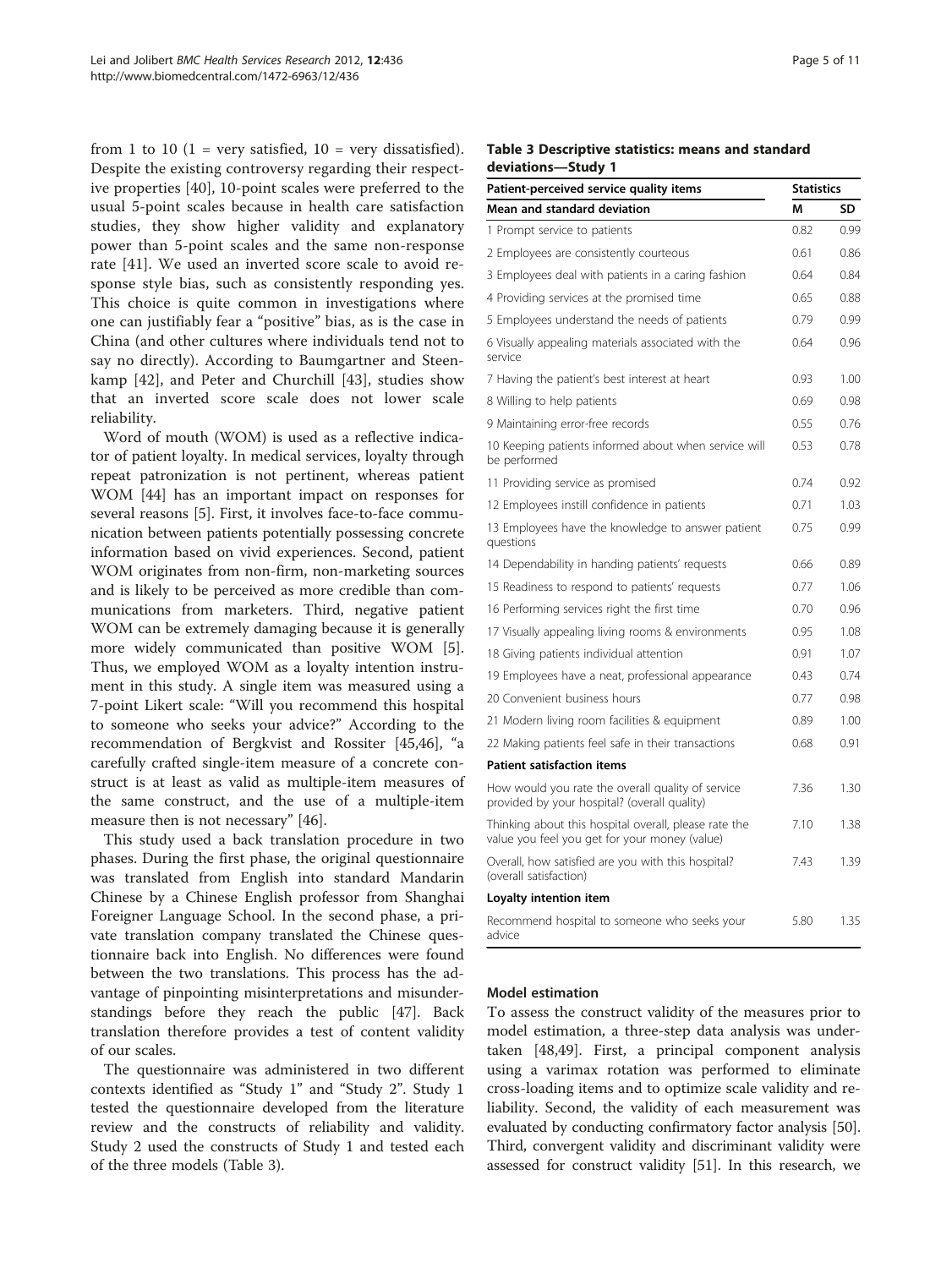from 1 to 10 (1 = very satisfied, 10 = very dissatisfied). Despite the existing controversy regarding their respective properties [40], 10-point scales were preferred to the usual 5-point scales because in health care satisfaction studies, they show higher validity and explanatory power than 5-point scales and the same non-response rate [41]. We used an inverted score scale to avoid response style bias, such as consistently responding yes. This choice is quite common in investigations where one can justifiably fear a "positive" bias, as is the case in China (and other cultures where individuals tend not to say no directly). According to Baumgartner and Steenkamp [42], and Peter and Churchill [43], studies show that an inverted score scale does not lower scale reliability.

Word of mouth (WOM) is used as a reflective indicator of patient loyalty. In medical services, loyalty through repeat patronization is not pertinent, whereas patient WOM [44] has an important impact on responses for several reasons [5]. First, it involves face-to-face communication between patients potentially possessing concrete information based on vivid experiences. Second, patient WOM originates from non-firm, non-marketing sources and is likely to be perceived as more credible than communications from marketers. Third, negative patient WOM can be extremely damaging because it is generally more widely communicated than positive WOM [5]. Thus, we employed WOM as a loyalty intention instrument in this study. A single item was measured using a 7-point Likert scale: "Will you recommend this hospital to someone who seeks your advice?" According to the recommendation of Bergkvist and Rossiter [45,46], "a carefully crafted single-item measure of a concrete construct is at least as valid as multiple-item measures of the same construct, and the use of a multiple-item measure then is not necessary" [46].

This study used a back translation procedure in two phases. During the first phase, the original questionnaire was translated from English into standard Mandarin Chinese by a Chinese English professor from Shanghai Foreigner Language School. In the second phase, a private translation company translated the Chinese questionnaire back into English. No differences were found between the two translations. This process has the advantage of pinpointing misinterpretations and misunderstandings before they reach the public [47]. Back translation therefore provides a test of content validity of our scales.

The questionnaire was administered in two different contexts identified as "Study 1" and "Study 2". Study 1 tested the questionnaire developed from the literature review and the constructs of reliability and validity. Study 2 used the constructs of Study 1 and tested each of the three models (Table 3).

**Table 3 Descriptive statistics: means and standard deviations—Study 1**

| Patient-perceived service quality items | Statistics | |
|---|---|---|
| **Mean and standard deviation** | **M** | **SD** |
| 1 Prompt service to patients | 0.82 | 0.99 |
| 2 Employees are consistently courteous | 0.61 | 0.86 |
| 3 Employees deal with patients in a caring fashion | 0.64 | 0.84 |
| 4 Providing services at the promised time | 0.65 | 0.88 |
| 5 Employees understand the needs of patients | 0.79 | 0.99 |
| 6 Visually appealing materials associated with the service | 0.64 | 0.96 |
| 7 Having the patient's best interest at heart | 0.93 | 1.00 |
| 8 Willing to help patients | 0.69 | 0.98 |
| 9 Maintaining error-free records | 0.55 | 0.76 |
| 10 Keeping patients informed about when service will be performed | 0.53 | 0.78 |
| 11 Providing service as promised | 0.74 | 0.92 |
| 12 Employees instill confidence in patients | 0.71 | 1.03 |
| 13 Employees have the knowledge to answer patient questions | 0.75 | 0.99 |
| 14 Dependability in handing patients' requests | 0.66 | 0.89 |
| 15 Readiness to respond to patients' requests | 0.77 | 1.06 |
| 16 Performing services right the first time | 0.70 | 0.96 |
| 17 Visually appealing living rooms & environments | 0.95 | 1.08 |
| 18 Giving patients individual attention | 0.91 | 1.07 |
| 19 Employees have a neat, professional appearance | 0.43 | 0.74 |
| 20 Convenient business hours | 0.77 | 0.98 |
| 21 Modern living room facilities & equipment | 0.89 | 1.00 |
| 22 Making patients feel safe in their transactions | 0.68 | 0.91 |
| **Patient satisfaction items** | | |
| How would you rate the overall quality of service provided by your hospital? (overall quality) | 7.36 | 1.30 |
| Thinking about this hospital overall, please rate the value you feel you get for your money (value) | 7.10 | 1.38 |
| Overall, how satisfied are you with this hospital? (overall satisfaction) | 7.43 | 1.39 |
| **Loyalty intention item** | | |
| Recommend hospital to someone who seeks your advice | 5.80 | 1.35 |

### Model estimation

To assess the construct validity of the measures prior to model estimation, a three-step data analysis was undertaken [48,49]. First, a principal component analysis using a varimax rotation was performed to eliminate cross-loading items and to optimize scale validity and reliability. Second, the validity of each measurement was evaluated by conducting confirmatory factor analysis [50]. Third, convergent validity and discriminant validity were assessed for construct validity [51]. In this research, we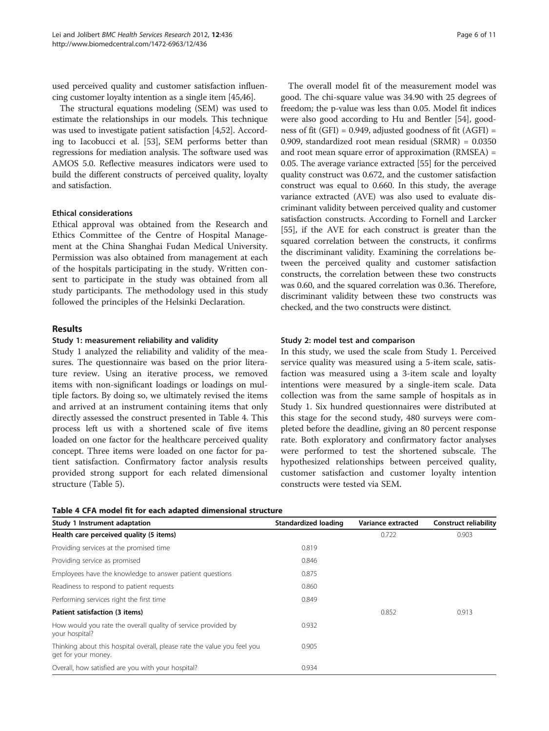used perceived quality and customer satisfaction influencing customer loyalty intention as a single item [45,46].

The structural equations modeling (SEM) was used to estimate the relationships in our models. This technique was used to investigate patient satisfaction [4,52]. According to Iacobucci et al. [53], SEM performs better than regressions for mediation analysis. The software used was AMOS 5.0. Reflective measures indicators were used to build the different constructs of perceived quality, loyalty and satisfaction.

#### Ethical considerations

Ethical approval was obtained from the Research and Ethics Committee of the Centre of Hospital Management at the China Shanghai Fudan Medical University. Permission was also obtained from management at each of the hospitals participating in the study. Written consent to participate in the study was obtained from all study participants. The methodology used in this study followed the principles of the Helsinki Declaration.

## Results

### Study 1: measurement reliability and validity

Study 1 analyzed the reliability and validity of the measures. The questionnaire was based on the prior literature review. Using an iterative process, we removed items with non-significant loadings or loadings on multiple factors. By doing so, we ultimately revised the items and arrived at an instrument containing items that only directly assessed the construct presented in Table 4. This process left us with a shortened scale of five items loaded on one factor for the healthcare perceived quality concept. Three items were loaded on one factor for patient satisfaction. Confirmatory factor analysis results provided strong support for each related dimensional structure (Table 5).

The overall model fit of the measurement model was good. The chi-square value was 34.90 with 25 degrees of freedom; the p-value was less than 0.05. Model fit indices were also good according to Hu and Bentler [54], goodness of fit (GFI) = 0.949, adjusted goodness of fit (AGFI) = 0.909, standardized root mean residual (SRMR) = 0.0350 and root mean square error of approximation (RMSEA) = 0.05. The average variance extracted [55] for the perceived quality construct was 0.672, and the customer satisfaction construct was equal to 0.660. In this study, the average variance extracted (AVE) was also used to evaluate discriminant validity between perceived quality and customer satisfaction constructs. According to Fornell and Larcker [55], if the AVE for each construct is greater than the squared correlation between the constructs, it confirms the discriminant validity. Examining the correlations between the perceived quality and customer satisfaction constructs, the correlation between these two constructs was 0.60, and the squared correlation was 0.36. Therefore, discriminant validity between these two constructs was checked, and the two constructs were distinct.

### Study 2: model test and comparison

In this study, we used the scale from Study 1. Perceived service quality was measured using a 5-item scale, satisfaction was measured using a 3-item scale and loyalty intentions were measured by a single-item scale. Data collection was from the same sample of hospitals as in Study 1. Six hundred questionnaires were distributed at this stage for the second study, 480 surveys were completed before the deadline, giving an 80 percent response rate. Both exploratory and confirmatory factor analyses were performed to test the shortened subscale. The hypothesized relationships between perceived quality, customer satisfaction and customer loyalty intention constructs were tested via SEM.

**Table 4 CFA model fit for each adapted dimensional structure**

| Study 1 Instrument adaptation | Standardized loading | Variance extracted | Construct reliability |
|---|---|---|---|
| **Health care perceived quality (5 items)** | | 0.722 | 0.903 |
| Providing services at the promised time | 0.819 | | |
| Providing service as promised | 0.846 | | |
| Employees have the knowledge to answer patient questions | 0.875 | | |
| Readiness to respond to patient requests | 0.860 | | |
| Performing services right the first time | 0.849 | | |
| **Patient satisfaction (3 items)** | | 0.852 | 0.913 |
| How would you rate the overall quality of service provided by your hospital? | 0.932 | | |
| Thinking about this hospital overall, please rate the value you feel you get for your money. | 0.905 | | |
| Overall, how satisfied are you with your hospital? | 0.934 | | |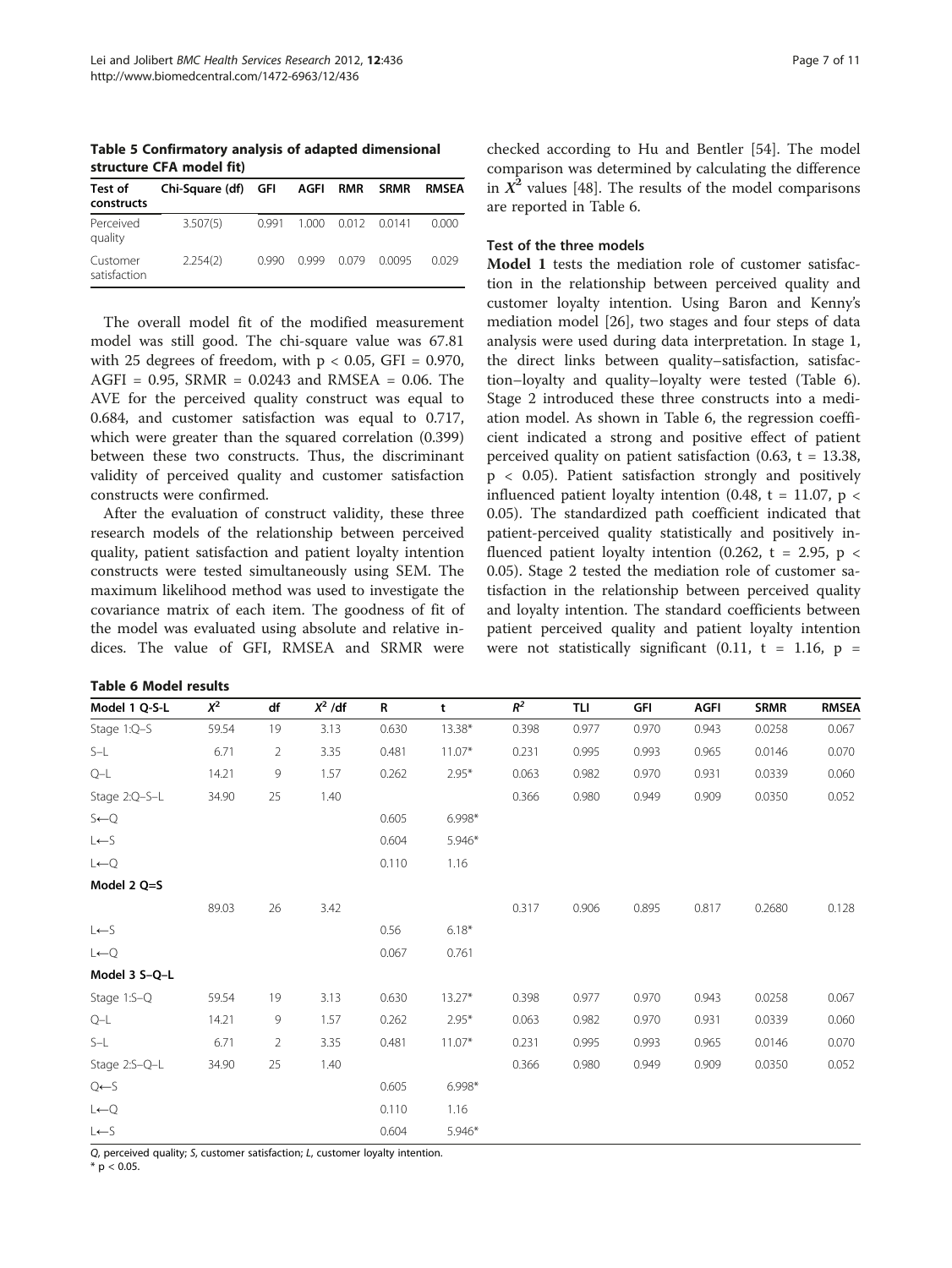**Table 5 Confirmatory analysis of adapted dimensional structure CFA model fit)**

| Test of constructs | Chi-Square (df) | GFI | AGFI | RMR | SRMR | RMSEA |
|---|---|---|---|---|---|---|
| Perceived quality | 3.507(5) | 0.991 | 1.000 | 0.012 | 0.0141 | 0.000 |
| Customer satisfaction | 2.254(2) | 0.990 | 0.999 | 0.079 | 0.0095 | 0.029 |

The overall model fit of the modified measurement model was still good. The chi-square value was 67.81 with 25 degrees of freedom, with $p < 0.05$, GFI = 0.970, AGFI = 0.95, SRMR = 0.0243 and RMSEA = 0.06. The AVE for the perceived quality construct was equal to 0.684, and customer satisfaction was equal to 0.717, which were greater than the squared correlation (0.399) between these two constructs. Thus, the discriminant validity of perceived quality and customer satisfaction constructs were confirmed.

After the evaluation of construct validity, these three research models of the relationship between perceived quality, patient satisfaction and patient loyalty intention constructs were tested simultaneously using SEM. The maximum likelihood method was used to investigate the covariance matrix of each item. The goodness of fit of the model was evaluated using absolute and relative indices. The value of GFI, RMSEA and SRMR were checked according to Hu and Bentler [54]. The model comparison was determined by calculating the difference in $X^2$ values [48]. The results of the model comparisons are reported in Table 6.

### Test of the three models

**Model 1** tests the mediation role of customer satisfaction in the relationship between perceived quality and customer loyalty intention. Using Baron and Kenny's mediation model [26], two stages and four steps of data analysis were used during data interpretation. In stage 1, the direct links between quality–satisfaction, satisfaction–loyalty and quality–loyalty were tested (Table 6). Stage 2 introduced these three constructs into a mediation model. As shown in Table 6, the regression coefficient indicated a strong and positive effect of patient perceived quality on patient satisfaction (0.63, $t = 13.38$, $p < 0.05$). Patient satisfaction strongly and positively influenced patient loyalty intention (0.48, $t = 11.07$, $p < 0.05$). The standardized path coefficient indicated that patient-perceived quality statistically and positively influenced patient loyalty intention (0.262, $t = 2.95$, $p < 0.05$). Stage 2 tested the mediation role of customer satisfaction in the relationship between perceived quality and loyalty intention. The standard coefficients between patient perceived quality and patient loyalty intention were not statistically significant (0.11, $t = 1.16$, p =

**Table 6 Model results**

| Model 1 Q-S-L | $X^2$ | df | $X^2$ /df | R | t | $R^2$ | TLI | GFI | AGFI | SRMR | RMSEA |
|---|---|---|---|---|---|---|---|---|---|---|---|
| Stage 1:Q–S | 59.54 | 19 | 3.13 | 0.630 | 13.38* | 0.398 | 0.977 | 0.970 | 0.943 | 0.0258 | 0.067 |
| S–L | 6.71 | 2 | 3.35 | 0.481 | 11.07* | 0.231 | 0.995 | 0.993 | 0.965 | 0.0146 | 0.070 |
| Q–L | 14.21 | 9 | 1.57 | 0.262 | 2.95* | 0.063 | 0.982 | 0.970 | 0.931 | 0.0339 | 0.060 |
| Stage 2:Q–S–L | 34.90 | 25 | 1.40 | | | 0.366 | 0.980 | 0.949 | 0.909 | 0.0350 | 0.052 |
| S←Q | | | | 0.605 | 6.998* | | | | | | |
| L←S | | | | 0.604 | 5.946* | | | | | | |
| L←Q | | | | 0.110 | 1.16 | | | | | | |
| **Model 2 Q=S** | | | | | | | | | | | |
| | 89.03 | 26 | 3.42 | | | 0.317 | 0.906 | 0.895 | 0.817 | 0.2680 | 0.128 |
| L←S | | | | 0.56 | 6.18* | | | | | | |
| L←Q | | | | 0.067 | 0.761 | | | | | | |
| **Model 3 S–Q–L** | | | | | | | | | | | |
| Stage 1:S–Q | 59.54 | 19 | 3.13 | 0.630 | 13.27* | 0.398 | 0.977 | 0.970 | 0.943 | 0.0258 | 0.067 |
| Q–L | 14.21 | 9 | 1.57 | 0.262 | 2.95* | 0.063 | 0.982 | 0.970 | 0.931 | 0.0339 | 0.060 |
| S–L | 6.71 | 2 | 3.35 | 0.481 | 11.07* | 0.231 | 0.995 | 0.993 | 0.965 | 0.0146 | 0.070 |
| Stage 2:S–Q–L | 34.90 | 25 | 1.40 | | | 0.366 | 0.980 | 0.949 | 0.909 | 0.0350 | 0.052 |
| Q←S | | | | 0.605 | 6.998* | | | | | | |
| L←Q | | | | 0.110 | 1.16 | | | | | | |
| L←S | | | | 0.604 | 5.946* | | | | | | |

*Q*, perceived quality; *S*, customer satisfaction; *L*, customer loyalty intention.
* $p < 0.05$.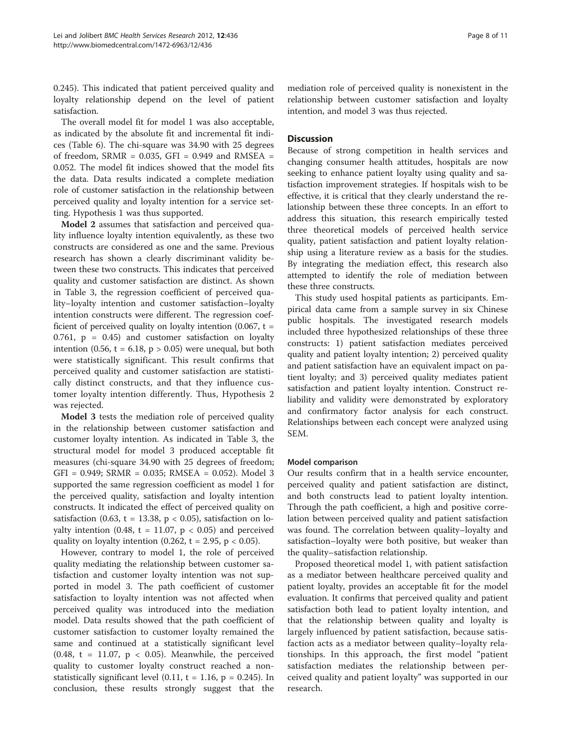0.245). This indicated that patient perceived quality and loyalty relationship depend on the level of patient satisfaction.

The overall model fit for model 1 was also acceptable, as indicated by the absolute fit and incremental fit indices (Table 6). The chi-square was 34.90 with 25 degrees of freedom, SRMR = 0.035, GFI = 0.949 and RMSEA = 0.052. The model fit indices showed that the model fits the data. Data results indicated a complete mediation role of customer satisfaction in the relationship between perceived quality and loyalty intention for a service setting. Hypothesis 1 was thus supported.

**Model 2** assumes that satisfaction and perceived quality influence loyalty intention equivalently, as these two constructs are considered as one and the same. Previous research has shown a clearly discriminant validity between these two constructs. This indicates that perceived quality and customer satisfaction are distinct. As shown in Table 3, the regression coefficient of perceived quality–loyalty intention and customer satisfaction–loyalty intention constructs were different. The regression coefficient of perceived quality on loyalty intention (0.067, $t = 0.761$, $p = 0.45$) and customer satisfaction on loyalty intention (0.56, $t = 6.18$, $p > 0.05$) were unequal, but both were statistically significant. This result confirms that perceived quality and customer satisfaction are statistically distinct constructs, and that they influence customer loyalty intention differently. Thus, Hypothesis 2 was rejected.

**Model 3** tests the mediation role of perceived quality in the relationship between customer satisfaction and customer loyalty intention. As indicated in Table 3, the structural model for model 3 produced acceptable fit measures (chi-square 34.90 with 25 degrees of freedom; GFI = 0.949; SRMR = 0.035; RMSEA = 0.052). Model 3 supported the same regression coefficient as model 1 for the perceived quality, satisfaction and loyalty intention constructs. It indicated the effect of perceived quality on satisfaction (0.63, $t = 13.38$, $p < 0.05$), satisfaction on loyalty intention (0.48, $t = 11.07$, $p < 0.05$) and perceived quality on loyalty intention (0.262, $t = 2.95$, $p < 0.05$).

However, contrary to model 1, the role of perceived quality mediating the relationship between customer satisfaction and customer loyalty intention was not supported in model 3. The path coefficient of customer satisfaction to loyalty intention was not affected when perceived quality was introduced into the mediation model. Data results showed that the path coefficient of customer satisfaction to customer loyalty remained the same and continued at a statistically significant level (0.48, $t = 11.07$, $p < 0.05$). Meanwhile, the perceived quality to customer loyalty construct reached a non-statistically significant level (0.11, $t = 1.16$, $p = 0.245$). In conclusion, these results strongly suggest that the mediation role of perceived quality is nonexistent in the relationship between customer satisfaction and loyalty intention, and model 3 was thus rejected.

## Discussion

Because of strong competition in health services and changing consumer health attitudes, hospitals are now seeking to enhance patient loyalty using quality and satisfaction improvement strategies. If hospitals wish to be effective, it is critical that they clearly understand the relationship between these three concepts. In an effort to address this situation, this research empirically tested three theoretical models of perceived health service quality, patient satisfaction and patient loyalty relationship using a literature review as a basis for the studies. By integrating the mediation effect, this research also attempted to identify the role of mediation between these three constructs.

This study used hospital patients as participants. Empirical data came from a sample survey in six Chinese public hospitals. The investigated research models included three hypothesized relationships of these three constructs: 1) patient satisfaction mediates perceived quality and patient loyalty intention; 2) perceived quality and patient satisfaction have an equivalent impact on patient loyalty; and 3) perceived quality mediates patient satisfaction and patient loyalty intention. Construct reliability and validity were demonstrated by exploratory and confirmatory factor analysis for each construct. Relationships between each concept were analyzed using SEM.

### Model comparison

Our results confirm that in a health service encounter, perceived quality and patient satisfaction are distinct, and both constructs lead to patient loyalty intention. Through the path coefficient, a high and positive correlation between perceived quality and patient satisfaction was found. The correlation between quality–loyalty and satisfaction–loyalty were both positive, but weaker than the quality–satisfaction relationship.

Proposed theoretical model 1, with patient satisfaction as a mediator between healthcare perceived quality and patient loyalty, provides an acceptable fit for the model evaluation. It confirms that perceived quality and patient satisfaction both lead to patient loyalty intention, and that the relationship between quality and loyalty is largely influenced by patient satisfaction, because satisfaction acts as a mediator between quality–loyalty relationships. In this approach, the first model "patient satisfaction mediates the relationship between perceived quality and patient loyalty" was supported in our research.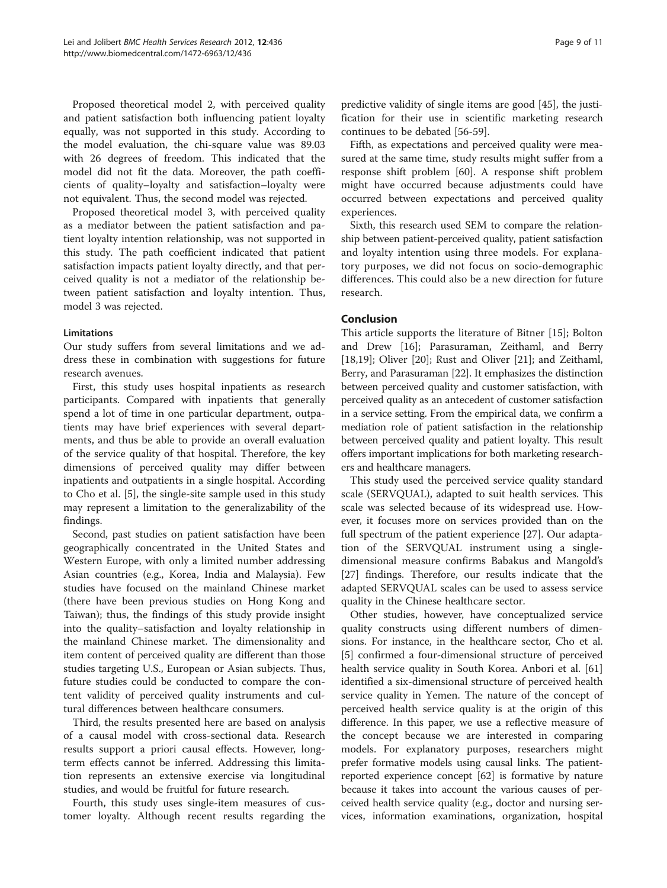Proposed theoretical model 2, with perceived quality and patient satisfaction both influencing patient loyalty equally, was not supported in this study. According to the model evaluation, the chi-square value was 89.03 with 26 degrees of freedom. This indicated that the model did not fit the data. Moreover, the path coefficients of quality–loyalty and satisfaction–loyalty were not equivalent. Thus, the second model was rejected.

Proposed theoretical model 3, with perceived quality as a mediator between the patient satisfaction and patient loyalty intention relationship, was not supported in this study. The path coefficient indicated that patient satisfaction impacts patient loyalty directly, and that perceived quality is not a mediator of the relationship between patient satisfaction and loyalty intention. Thus, model 3 was rejected.

### Limitations

Our study suffers from several limitations and we address these in combination with suggestions for future research avenues.

First, this study uses hospital inpatients as research participants. Compared with inpatients that generally spend a lot of time in one particular department, outpatients may have brief experiences with several departments, and thus be able to provide an overall evaluation of the service quality of that hospital. Therefore, the key dimensions of perceived quality may differ between inpatients and outpatients in a single hospital. According to Cho et al. [5], the single-site sample used in this study may represent a limitation to the generalizability of the findings.

Second, past studies on patient satisfaction have been geographically concentrated in the United States and Western Europe, with only a limited number addressing Asian countries (e.g., Korea, India and Malaysia). Few studies have focused on the mainland Chinese market (there have been previous studies on Hong Kong and Taiwan); thus, the findings of this study provide insight into the quality–satisfaction and loyalty relationship in the mainland Chinese market. The dimensionality and item content of perceived quality are different than those studies targeting U.S., European or Asian subjects. Thus, future studies could be conducted to compare the content validity of perceived quality instruments and cultural differences between healthcare consumers.

Third, the results presented here are based on analysis of a causal model with cross-sectional data. Research results support a priori causal effects. However, long-term effects cannot be inferred. Addressing this limitation represents an extensive exercise via longitudinal studies, and would be fruitful for future research.

Fourth, this study uses single-item measures of customer loyalty. Although recent results regarding the predictive validity of single items are good [45], the justification for their use in scientific marketing research continues to be debated [56-59].

Fifth, as expectations and perceived quality were measured at the same time, study results might suffer from a response shift problem [60]. A response shift problem might have occurred because adjustments could have occurred between expectations and perceived quality experiences.

Sixth, this research used SEM to compare the relationship between patient-perceived quality, patient satisfaction and loyalty intention using three models. For explanatory purposes, we did not focus on socio-demographic differences. This could also be a new direction for future research.

## Conclusion

This article supports the literature of Bitner [15]; Bolton and Drew [16]; Parasuraman, Zeithaml, and Berry [18,19]; Oliver [20]; Rust and Oliver [21]; and Zeithaml, Berry, and Parasuraman [22]. It emphasizes the distinction between perceived quality and customer satisfaction, with perceived quality as an antecedent of customer satisfaction in a service setting. From the empirical data, we confirm a mediation role of patient satisfaction in the relationship between perceived quality and patient loyalty. This result offers important implications for both marketing researchers and healthcare managers.

This study used the perceived service quality standard scale (SERVQUAL), adapted to suit health services. This scale was selected because of its widespread use. However, it focuses more on services provided than on the full spectrum of the patient experience [27]. Our adaptation of the SERVQUAL instrument using a single-dimensional measure confirms Babakus and Mangold's [27] findings. Therefore, our results indicate that the adapted SERVQUAL scales can be used to assess service quality in the Chinese healthcare sector.

Other studies, however, have conceptualized service quality constructs using different numbers of dimensions. For instance, in the healthcare sector, Cho et al. [5] confirmed a four-dimensional structure of perceived health service quality in South Korea. Anbori et al. [61] identified a six-dimensional structure of perceived health service quality in Yemen. The nature of the concept of perceived health service quality is at the origin of this difference. In this paper, we use a reflective measure of the concept because we are interested in comparing models. For explanatory purposes, researchers might prefer formative models using causal links. The patient-reported experience concept [62] is formative by nature because it takes into account the various causes of perceived health service quality (e.g., doctor and nursing services, information examinations, organization, hospital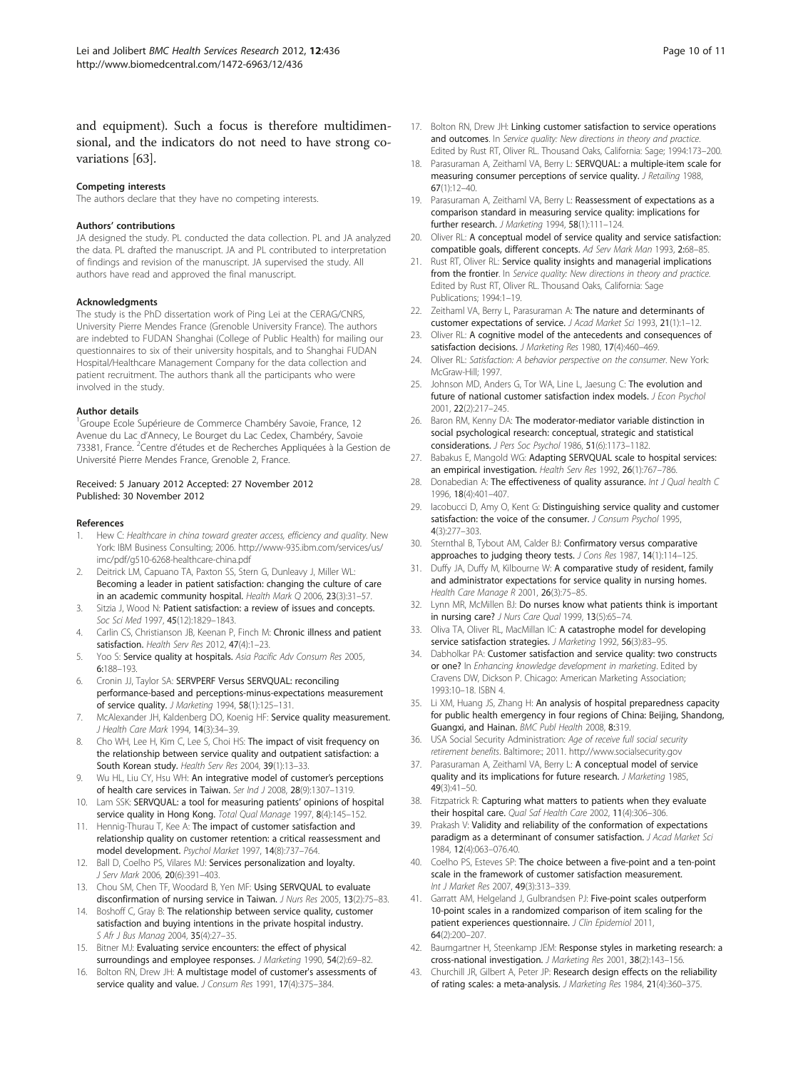and equipment). Such a focus is therefore multidimensional, and the indicators do not need to have strong covariations [63].

### Competing interests

The authors declare that they have no competing interests.

### Authors' contributions

JA designed the study. PL conducted the data collection. PL and JA analyzed the data. PL drafted the manuscript. JA and PL contributed to interpretation of findings and revision of the manuscript. JA supervised the study. All authors have read and approved the final manuscript.

### Acknowledgments

The study is the PhD dissertation work of Ping Lei at the CERAG/CNRS, University Pierre Mendes France (Grenoble University France). The authors are indebted to FUDAN Shanghai (College of Public Health) for mailing our questionnaires to six of their university hospitals, and to Shanghai FUDAN Hospital/Healthcare Management Company for the data collection and patient recruitment. The authors thank all the participants who were involved in the study.

### Author details

[1]Groupe Ecole Supérieure de Commerce Chambéry Savoie, France, 12 Avenue du Lac d'Annecy, Le Bourget du Lac Cedex, Chambéry, Savoie 73381, France. [2]Centre d'études et de Recherches Appliquées à la Gestion de Université Pierre Mendes France, Grenoble 2, France.

Received: 5 January 2012 Accepted: 27 November 2012
Published: 30 November 2012

### References

1. Hew C: *Healthcare in china toward greater access, efficiency and quality*. New York: IBM Business Consulting; 2006. http://www-935.ibm.com/services/us/imc/pdf/g510-6268-healthcare-china.pdf
2. Deitrick LM, Capuano TA, Paxton SS, Stern G, Dunleavy J, Miller WL: **Becoming a leader in patient satisfaction: changing the culture of care in an academic community hospital.** *Health Mark Q* 2006, **23**(3):31–57.
3. Sitzia J, Wood N: **Patient satisfaction: a review of issues and concepts.** *Soc Sci Med* 1997, **45**(12):1829–1843.
4. Carlin CS, Christianson JB, Keenan P, Finch M: **Chronic illness and patient satisfaction.** *Health Serv Res* 2012, **47**(4):1–23.
5. Yoo S: **Service quality at hospitals.** *Asia Pacific Adv Consum Res* 2005, **6**:188–193.
6. Cronin JJ, Taylor SA: **SERVPERF Versus SERVQUAL: reconciling performance-based and perceptions-minus-expectations measurement of service quality.** *J Marketing* 1994, **58**(1):125–131.
7. McAlexander JH, Kaldenberg DO, Koenig HF: **Service quality measurement.** *J Health Care Mark* 1994, **14**(3):34–39.
8. Cho WH, Lee H, Kim C, Lee S, Choi HS: **The impact of visit frequency on the relationship between service quality and outpatient satisfaction: a South Korean study.** *Health Serv Res* 2004, **39**(1):13–33.
9. Wu HL, Liu CY, Hsu WH: **An integrative model of customer's perceptions of health care services in Taiwan.** *Ser Ind J* 2008, **28**(9):1307–1319.
10. Lam SSK: **SERVQUAL: a tool for measuring patients' opinions of hospital service quality in Hong Kong.** *Total Qual Manage* 1997, **8**(4):145–152.
11. Hennig-Thurau T, Kee A: **The impact of customer satisfaction and relationship quality on customer retention: a critical reassessment and model development.** *Psychol Market* 1997, **14**(8):737–764.
12. Ball D, Coelho PS, Vilares MJ: **Services personalization and loyalty.** *J Serv Mark* 2006, **20**(6):391–403.
13. Chou SM, Chen TF, Woodard B, Yen MF: **Using SERVQUAL to evaluate disconfirmation of nursing service in Taiwan.** *J Nurs Res* 2005, **13**(2):75–83.
14. Boshoff C, Gray B: **The relationship between service quality, customer satisfaction and buying intentions in the private hospital industry.** *S Afr J Bus Manag* 2004, **35**(4):27–35.
15. Bitner MJ: **Evaluating service encounters: the effect of physical surroundings and employee responses.** *J Marketing* 1990, **54**(2):69–82.
16. Bolton RN, Drew JH: **A multistage model of customer's assessments of service quality and value.** *J Consum Res* 1991, **17**(4):375–384.
17. Bolton RN, Drew JH: **Linking customer satisfaction to service operations and outcomes.** In *Service quality: New directions in theory and practice*. Edited by Rust RT, Oliver RL. Thousand Oaks, California: Sage; 1994:173–200.
18. Parasuraman A, Zeithaml VA, Berry L: **SERVQUAL: a multiple-item scale for measuring consumer perceptions of service quality.** *J Retailing* 1988, **67**(1):12–40.
19. Parasuraman A, Zeithaml VA, Berry L: **Reassessment of expectations as a comparison standard in measuring service quality: implications for further research.** *J Marketing* 1994, **58**(1):111–124.
20. Oliver RL: **A conceptual model of service quality and service satisfaction: compatible goals, different concepts.** *Ad Serv Mark Man* 1993, **2**:68–85.
21. Rust RT, Oliver RL: **Service quality insights and managerial implications from the frontier.** In *Service quality: New directions in theory and practice*. Edited by Rust RT, Oliver RL. Thousand Oaks, California: Sage Publications; 1994:1–19.
22. Zeithaml VA, Berry L, Parasuraman A: **The nature and determinants of customer expectations of service.** *J Acad Market Sci* 1993, **21**(1):1–12.
23. Oliver RL: **A cognitive model of the antecedents and consequences of satisfaction decisions.** *J Marketing Res* 1980, **17**(4):460–469.
24. Oliver RL: *Satisfaction: A behavior perspective on the consumer*. New York: McGraw-Hill; 1997.
25. Johnson MD, Anders G, Tor WA, Line L, Jaesung C: **The evolution and future of national customer satisfaction index models.** *J Econ Psychol* 2001, **22**(2):217–245.
26. Baron RM, Kenny DA: **The moderator-mediator variable distinction in social psychological research: conceptual, strategic and statistical considerations.** *J Pers Soc Psychol* 1986, **51**(6):1173–1182.
27. Babakus E, Mangold WG: **Adapting SERVQUAL scale to hospital services: an empirical investigation.** *Health Serv Res* 1992, **26**(1):767–786.
28. Donabedian A: **The effectiveness of quality assurance.** *Int J Qual health C* 1996, **18**(4):401–407.
29. Iacobucci D, Amy O, Kent G: **Distinguishing service quality and customer satisfaction: the voice of the consumer.** *J Consum Psychol* 1995, **4**(3):277–303.
30. Sternthal B, Tybout AM, Calder BJ: **Confirmatory versus comparative approaches to judging theory tests.** *J Cons Res* 1987, **14**(1):114–125.
31. Duffy JA, Duffy M, Kilbourne W: **A comparative study of resident, family and administrator expectations for service quality in nursing homes.** *Health Care Manage R* 2001, **26**(3):75–85.
32. Lynn MR, McMillen BJ: **Do nurses know what patients think is important in nursing care?** *J Nurs Care Qual* 1999, **13**(5):65–74.
33. Oliva TA, Oliver RL, MacMillan IC: **A catastrophe model for developing service satisfaction strategies.** *J Marketing* 1992, **56**(3):83–95.
34. Dabholkar PA: **Customer satisfaction and service quality: two constructs or one?** In *Enhancing knowledge development in marketing*. Edited by Cravens DW, Dickson P. Chicago: American Marketing Association; 1993:10–18. ISBN 4.
35. Li XM, Huang JS, Zhang H: **An analysis of hospital preparedness capacity for public health emergency in four regions of China: Beijing, Shandong, Guangxi, and Hainan.** *BMC Publ Health* 2008, **8**:319.
36. USA Social Security Administration: *Age of receive full social security retirement benefits*. Baltimore:; 2011. http://www.socialsecurity.gov
37. Parasuraman A, Zeithaml VA, Berry L: **A conceptual model of service quality and its implications for future research.** *J Marketing* 1985, **49**(3):41–50.
38. Fitzpatrick R: **Capturing what matters to patients when they evaluate their hospital care.** *Qual Saf Health Care* 2002, **11**(4):306–306.
39. Prakash V: **Validity and reliability of the conformation of expectations paradigm as a determinant of consumer satisfaction.** *J Acad Market Sci* 1984, **12**(4):063–076.40.
40. Coelho PS, Esteves SP: **The choice between a five-point and a ten-point scale in the framework of customer satisfaction measurement.** *Int J Market Res* 2007, **49**(3):313–339.
41. Garratt AM, Helgeland J, Gulbrandsen PJ: **Five-point scales outperform 10-point scales in a randomized comparison of item scaling for the patient experiences questionnaire.** *J Clin Epidemiol* 2011, **64**(2):200–207.
42. Baumgartner H, Steenkamp JEM: **Response styles in marketing research: a cross-national investigation.** *J Marketing Res* 2001, **38**(2):143–156.
43. Churchill JR, Gilbert A, Peter JP: **Research design effects on the reliability of rating scales: a meta-analysis.** *J Marketing Res* 1984, **21**(4):360–375.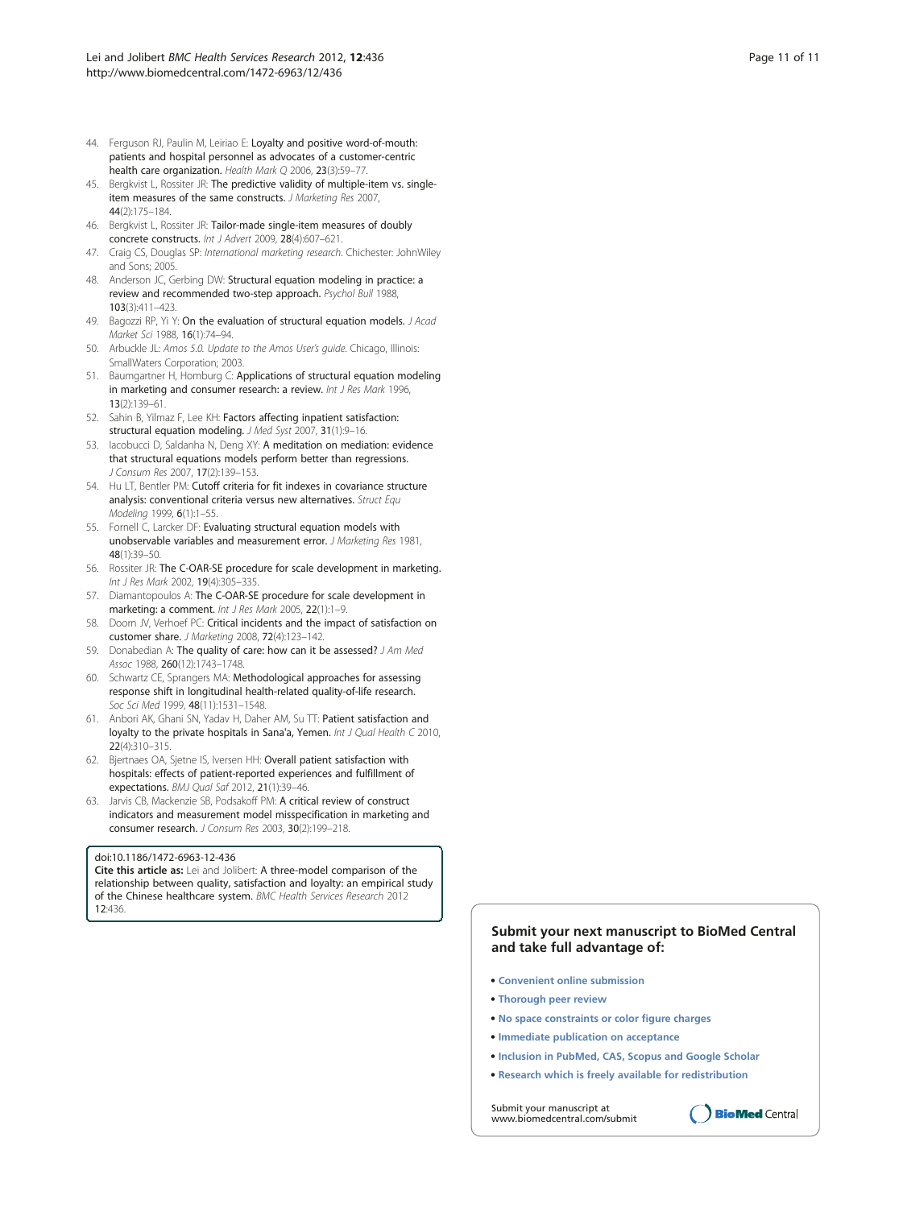44. Ferguson RJ, Paulin M, Leiriao E: **Loyalty and positive word-of-mouth: patients and hospital personnel as advocates of a customer-centric health care organization.** *Health Mark Q* 2006, **23**(3):59–77.
45. Bergkvist L, Rossiter JR: **The predictive validity of multiple-item vs. single-item measures of the same constructs.** *J Marketing Res* 2007, **44**(2):175–184.
46. Bergkvist L, Rossiter JR: **Tailor-made single-item measures of doubly concrete constructs.** *Int J Advert* 2009, **28**(4):607–621.
47. Craig CS, Douglas SP: *International marketing research*. Chichester: JohnWiley and Sons; 2005.
48. Anderson JC, Gerbing DW: **Structural equation modeling in practice: a review and recommended two-step approach.** *Psychol Bull* 1988, **103**(3):411–423.
49. Bagozzi RP, Yi Y: **On the evaluation of structural equation models.** *J Acad Market Sci* 1988, **16**(1):74–94.
50. Arbuckle JL: *Amos 5.0. Update to the Amos User's guide*. Chicago, Illinois: SmallWaters Corporation; 2003.
51. Baumgartner H, Homburg C: **Applications of structural equation modeling in marketing and consumer research: a review.** *Int J Res Mark* 1996, **13**(2):139–61.
52. Sahin B, Yilmaz F, Lee KH: **Factors affecting inpatient satisfaction: structural equation modeling.** *J Med Syst* 2007, **31**(1):9–16.
53. Iacobucci D, Saldanha N, Deng XY: **A meditation on mediation: evidence that structural equations models perform better than regressions.** *J Consum Res* 2007, **17**(2):139–153.
54. Hu LT, Bentler PM: **Cutoff criteria for fit indexes in covariance structure analysis: conventional criteria versus new alternatives.** *Struct Equ Modeling* 1999, **6**(1):1–55.
55. Fornell C, Larcker DF: **Evaluating structural equation models with unobservable variables and measurement error.** *J Marketing Res* 1981, **48**(1):39–50.
56. Rossiter JR: **The C-OAR-SE procedure for scale development in marketing.** *Int J Res Mark* 2002, **19**(4):305–335.
57. Diamantopoulos A: **The C-OAR-SE procedure for scale development in marketing: a comment.** *Int J Res Mark* 2005, **22**(1):1–9.
58. Doorn JV, Verhoef PC: **Critical incidents and the impact of satisfaction on customer share.** *J Marketing* 2008, **72**(4):123–142.
59. Donabedian A: **The quality of care: how can it be assessed?** *J Am Med Assoc* 1988, **260**(12):1743–1748.
60. Schwartz CE, Sprangers MA: **Methodological approaches for assessing response shift in longitudinal health-related quality-of-life research.** *Soc Sci Med* 1999, **48**(11):1531–1548.
61. Anbori AK, Ghani SN, Yadav H, Daher AM, Su TT: **Patient satisfaction and loyalty to the private hospitals in Sana'a, Yemen.** *Int J Qual Health C* 2010, **22**(4):310–315.
62. Bjertnaes OA, Sjetne IS, Iversen HH: **Overall patient satisfaction with hospitals: effects of patient-reported experiences and fulfillment of expectations.** *BMJ Qual Saf* 2012, **21**(1):39–46.
63. Jarvis CB, Mackenzie SB, Podsakoff PM: **A critical review of construct indicators and measurement model misspecification in marketing and consumer research.** *J Consum Res* 2003, **30**(2):199–218.

doi:10.1186/1472-6963-12-436

**Cite this article as:** Lei and Jolibert: A three-model comparison of the relationship between quality, satisfaction and loyalty: an empirical study of the Chinese healthcare system. *BMC Health Services Research* 2012 **12**:436.

**Submit your next manuscript to BioMed Central and take full advantage of:**

- **Convenient online submission**
- **Thorough peer review**
- **No space constraints or color figure charges**
- **Immediate publication on acceptance**
- **Inclusion in PubMed, CAS, Scopus and Google Scholar**
- **Research which is freely available for redistribution**

Submit your manuscript at
www.biomedcentral.com/submit

BioMed Central